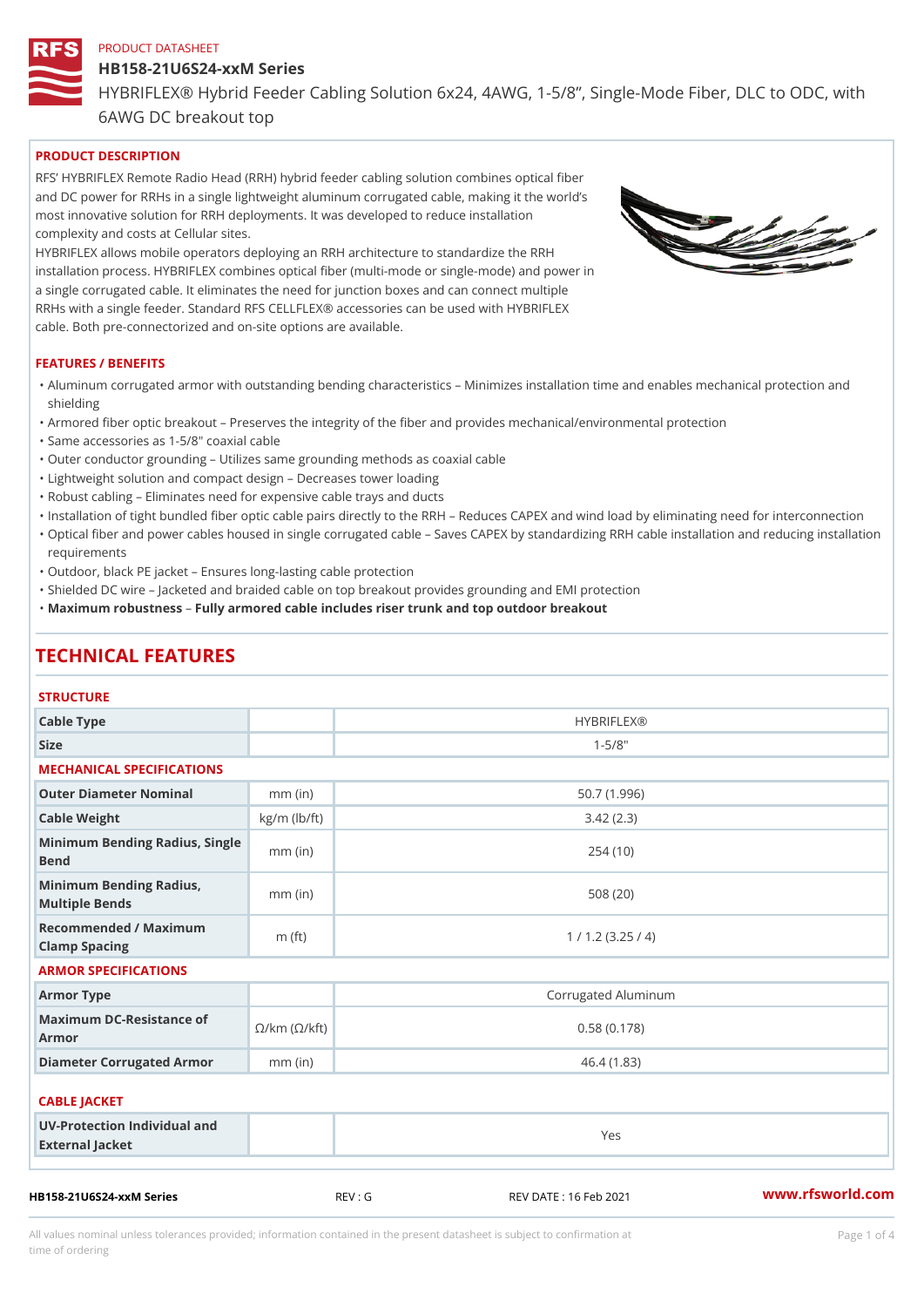PRODUCT DATASHEET

# HB158-21U6S24-xxM Series

HYBRIFLEX® Hybrid Feeder Cabling Solution 6x24, 4AWG, 1-5/8", Single-Mode Fiber, DLC to ODC, with 6AWG DC breakout top

## PRODUCT DESCRIPTION

RFS' HYBRIFLEX Remote Radio Head (RRH) hybrid feeder cabling solution combines optical fiber and DC power for RRHs in a single lightweight aluminum corrugated cable, making it the world's most innovative solution for RRH deployments. It was developed to reduce installation complexity and costs at Cellular sites.

HYBRIFLEX allows mobile operators deploying an RRH architecture to standardize the RRH installation process. HYBRIFLEX combines optical fiber (multi-mode or single-mode) and power in a single corrugated cable. It eliminates the need for junction boxes and can connect multiple RRHs with a single feeder. Standard RFS CELLFLEX® accessories can be used with HYBRIFLEX cable. Both pre-connectorized and on-site options are available.

## FEATURES / BENEFITS

- Aluminum corrugated armor with outstanding bending characteristics – Minimizes installation time and enables mechanical protection and shielding
- Armored fiber optic breakout – Preserves the integrity of the fiber and provides mechanical/environmental protection
- Same accessories as 1-5/8" coaxial cable
- Outer conductor grounding – Utilizes same grounding methods as coaxial cable
- Lightweight solution and compact design – Decreases tower loading
- Robust cabling – Eliminates need for expensive cable trays and ducts
- Installation of tight bundled fiber optic cable pairs directly to the RRH – Reduces CAPEX and wind load by eliminating need for interconnection
- Optical fiber and power cables housed in single corrugated cable – Saves CAPEX by standardizing RRH cable installation and reducing installation requirements
- Outdoor, black PE jacket – Ensures long-lasting cable protection
- Shielded DC wire – Jacketed and braided cable on top breakout provides grounding and EMI protection
- **Maximum robustness – Fully armored cable includes riser trunk and top outdoor breakout**

# TECHNICAL FEATURES

### STRUCTURE

| | | |
|---|---|---|
| Cable Type | | HYBRIFLEX® |
| Size | | 1-5/8" |

### MECHANICAL SPECIFICATIONS

| | | |
|---|---|---|
| Outer Diameter Nominal | mm (in) | 50.7 (1.996) |
| Cable Weight | kg/m (lb/ft) | 3.42 (2.3) |
| Minimum Bending Radius, Single Bend | mm (in) | 254 (10) |
| Minimum Bending Radius, Multiple Bends | mm (in) | 508 (20) |
| Recommended / Maximum Clamp Spacing | m (ft) | 1 / 1.2 (3.25 / 4) |

### ARMOR SPECIFICATIONS

| | | |
|---|---|---|
| Armor Type | | Corrugated Aluminum |
| Maximum DC-Resistance of Armor | Ω/km (Ω/kft) | 0.58 (0.178) |
| Diameter Corrugated Armor | mm (in) | 46.4 (1.83) |

### CABLE JACKET

| | | |
|---|---|---|
| UV-Protection Individual and External Jacket | | Yes |

HB158-21U6S24-xxM Series REV : G REV DATE : 16 Feb 2021 www.rfsworld.com

All values nominal unless tolerances provided; information contained in the present datasheet is subject to confirmation at time of ordering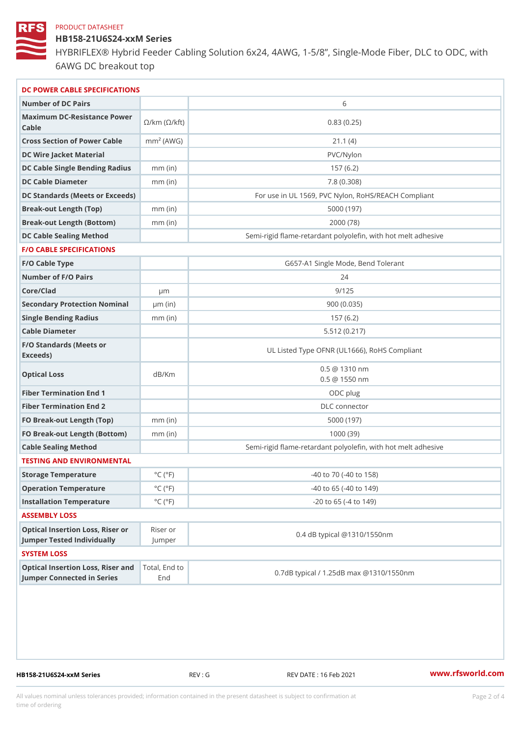PRODUCT DATASHEET

## HB158-21U6S24-xxM Series

HYBRIFLEX® Hybrid Feeder Cabling Solution 6x24, 4AWG, 1-5/8", Single-Mode Fiber, DLC to ODC, with 6AWG DC breakout top

| DC POWER CABLE SPECIFICATIONS | | |
|---|---|---|
| Number of DC Pairs | | 6 |
| Maximum DC-Resistance Power Cable | Ω/km (Ω/kft) | 0.83 (0.25) |
| Cross Section of Power Cable | $mm^2$ (AWG) | 21.1 (4) |
| DC Wire Jacket Material | | PVC/Nylon |
| DC Cable Single Bending Radius | mm (in) | 157 (6.2) |
| DC Cable Diameter | mm (in) | 7.8 (0.308) |
| DC Standards (Meets or Exceeds) | | For use in UL 1569, PVC Nylon, RoHS/REACH Compliant |
| Break-out Length (Top) | mm (in) | 5000 (197) |
| Break-out Length (Bottom) | mm (in) | 2000 (78) |
| DC Cable Sealing Method | | Semi-rigid flame-retardant polyolefin, with hot melt adhesive |
| **F/O CABLE SPECIFICATIONS** | | |
| F/O Cable Type | | G657-A1 Single Mode, Bend Tolerant |
| Number of F/O Pairs | | 24 |
| Core/Clad | μm | 9/125 |
| Secondary Protection Nominal | μm (in) | 900 (0.035) |
| Single Bending Radius | mm (in) | 157 (6.2) |
| Cable Diameter | | 5.512 (0.217) |
| F/O Standards (Meets or Exceeds) | | UL Listed Type OFNR (UL1666), RoHS Compliant |
| Optical Loss | dB/Km | 0.5 @ 1310 nm<br>0.5 @ 1550 nm |
| Fiber Termination End 1 | | ODC plug |
| Fiber Termination End 2 | | DLC connector |
| FO Break-out Length (Top) | mm (in) | 5000 (197) |
| FO Break-out Length (Bottom) | mm (in) | 1000 (39) |
| Cable Sealing Method | | Semi-rigid flame-retardant polyolefin, with hot melt adhesive |
| **TESTING AND ENVIRONMENTAL** | | |
| Storage Temperature | °C (°F) | -40 to 70 (-40 to 158) |
| Operation Temperature | °C (°F) | -40 to 65 (-40 to 149) |
| Installation Temperature | °C (°F) | -20 to 65 (-4 to 149) |
| **ASSEMBLY LOSS** | | |
| Optical Insertion Loss, Riser or Jumper Tested Individually | Riser or Jumper | 0.4 dB typical @1310/1550nm |
| **SYSTEM LOSS** | | |
| Optical Insertion Loss, Riser and Jumper Connected in Series | Total, End to End | 0.7dB typical / 1.25dB max @1310/1550nm |

HB158-21U6S24-xxM Series REV : G REV DATE : 16 Feb 2021 www.rfsworld.com

All values nominal unless tolerances provided; information contained in the present datasheet is subject to confirmation at time of ordering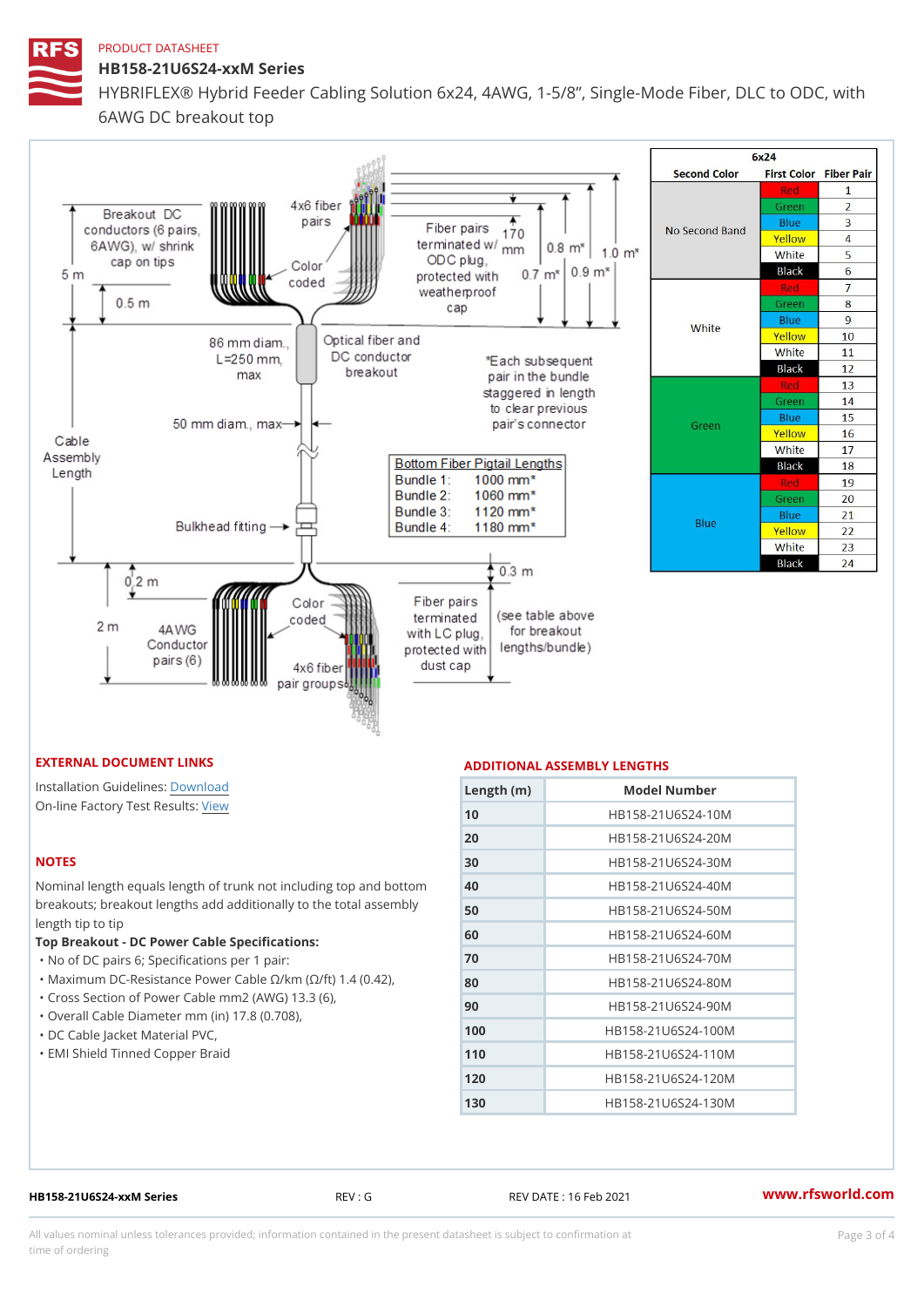PRODUCT DATASHEET

# HB158-21U6S24-xxM Series

HYBRIFLEX® Hybrid Feeder Cabling Solution 6x24, 4AWG, 1-5/8", Single-Mode Fiber, DLC to ODC, with 6AWG DC breakout top

Breakout DC conductors (6 pairs, 6AWG), w/ shrink cap on tips

4x6 fiber pairs

Color coded

Fiber pairs terminated w/ ODC plug, protected with weatherproof cap

170 mm

0.7 m* 0.8 m* 0.9 m* 1.0 m*

5 m

0.5 m

86 mm diam., L=250 mm, max

Optical fiber and DC conductor breakout

*Each subsequent pair in the bundle staggered in length to clear previous pair's connector

50 mm diam., max

Cable Assembly Length

Bottom Fiber Pigtail Lengths

| Bundle | Length |
|---|---|
| Bundle 1: | 1000 mm* |
| Bundle 2: | 1060 mm* |
| Bundle 3: | 1120 mm* |
| Bundle 4: | 1180 mm* |

Bulkhead fitting

0.2 m

0.3 m

2 m

4AWG Conductor pairs (6)

Color coded

4x6 fiber pair groups

Fiber pairs terminated with LC plug, protected with dust cap

(see table above for breakout lengths/bundle)

| 6x24 | | |
|---|---|---|
| Second Color | First Color | Fiber Pair |
| No Second Band | Red | 1 |
| | Green | 2 |
| | Blue | 3 |
| | Yellow | 4 |
| | White | 5 |
| | Black | 6 |
| White | Red | 7 |
| | Green | 8 |
| | Blue | 9 |
| | Yellow | 10 |
| | White | 11 |
| | Black | 12 |
| Green | Red | 13 |
| | Green | 14 |
| | Blue | 15 |
| | Yellow | 16 |
| | White | 17 |
| | Black | 18 |
| Blue | Red | 19 |
| | Green | 20 |
| | Blue | 21 |
| | Yellow | 22 |
| | White | 23 |
| | Black | 24 |

## EXTERNAL DOCUMENT LINKS

Installation Guidelines: Download
On-line Factory Test Results: View

## NOTES

Nominal length equals length of trunk not including top and bottom breakouts; breakout lengths add additionally to the total assembly length tip to tip

**Top Breakout - DC Power Cable Specifications:**

- No of DC pairs 6; Specifications per 1 pair:
- Maximum DC-Resistance Power Cable Ω/km (Ω/ft) 1.4 (0.42),
- Cross Section of Power Cable mm2 (AWG) 13.3 (6),
- Overall Cable Diameter mm (in) 17.8 (0.708),
- DC Cable Jacket Material PVC,
- EMI Shield Tinned Copper Braid

## ADDITIONAL ASSEMBLY LENGTHS

| Length (m) | Model Number |
|---|---|
| 10 | HB158-21U6S24-10M |
| 20 | HB158-21U6S24-20M |
| 30 | HB158-21U6S24-30M |
| 40 | HB158-21U6S24-40M |
| 50 | HB158-21U6S24-50M |
| 60 | HB158-21U6S24-60M |
| 70 | HB158-21U6S24-70M |
| 80 | HB158-21U6S24-80M |
| 90 | HB158-21U6S24-90M |
| 100 | HB158-21U6S24-100M |
| 110 | HB158-21U6S24-110M |
| 120 | HB158-21U6S24-120M |
| 130 | HB158-21U6S24-130M |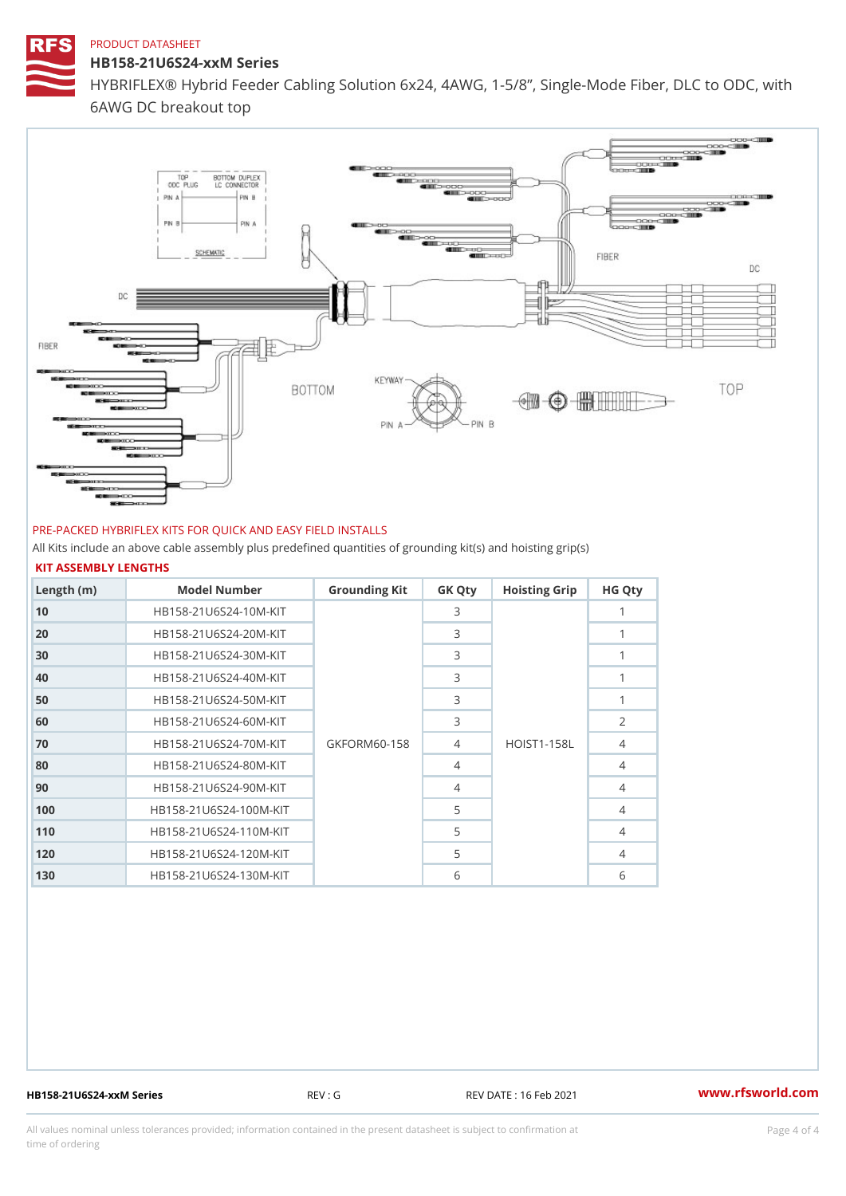PRODUCT DATASHEET

# HB158-21U6S24-xxM Series

HYBRIFLEX® Hybrid Feeder Cabling Solution 6x24, 4AWG, 1-5/8", Single-Mode Fiber, DLC to ODC, with 6AWG DC breakout top

TOP ODC PLUG
BOTTOM DUPLEX LC CONNECTOR
PIN A
PIN B
PIN B
PIN A
SCHEMATIC
FIBER
DC
DC
FIBER
BOTTOM
KEYWAY
PIN A
PIN B
TOP

PRE-PACKED HYBRIFLEX KITS FOR QUICK AND EASY FIELD INSTALLS

All Kits include an above cable assembly plus predefined quantities of grounding kit(s) and hoisting grip(s)

KIT ASSEMBLY LENGTHS

| Length (m) | Model Number | Grounding Kit | GK Qty | Hoisting Grip | HG Qty |
|---|---|---|---|---|---|
| 10 | HB158-21U6S24-10M-KIT | GKFORM60-158 | 3 | HOIST1-158L | 1 |
| 20 | HB158-21U6S24-20M-KIT | | 3 | | 1 |
| 30 | HB158-21U6S24-30M-KIT | | 3 | | 1 |
| 40 | HB158-21U6S24-40M-KIT | | 3 | | 1 |
| 50 | HB158-21U6S24-50M-KIT | | 3 | | 1 |
| 60 | HB158-21U6S24-60M-KIT | | 3 | | 2 |
| 70 | HB158-21U6S24-70M-KIT | | 4 | | 4 |
| 80 | HB158-21U6S24-80M-KIT | | 4 | | 4 |
| 90 | HB158-21U6S24-90M-KIT | | 4 | | 4 |
| 100 | HB158-21U6S24-100M-KIT | | 5 | | 4 |
| 110 | HB158-21U6S24-110M-KIT | | 5 | | 4 |
| 120 | HB158-21U6S24-120M-KIT | | 5 | | 4 |
| 130 | HB158-21U6S24-130M-KIT | | 6 | | 6 |

HB158-21U6S24-xxM Series REV : G REV DATE : 16 Feb 2021 www.rfsworld.com

All values nominal unless tolerances provided; information contained in the present datasheet is subject to confirmation at time of ordering